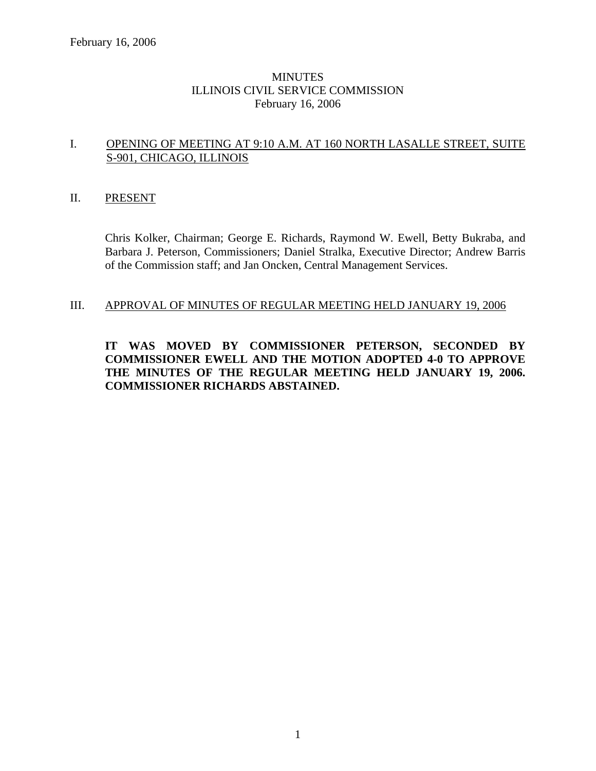February 16, 2006

# MINUTES
# ILLINOIS CIVIL SERVICE COMMISSION
# February 16, 2006

## I. OPENING OF MEETING AT 9:10 A.M. AT 160 NORTH LASALLE STREET, SUITE S-901, CHICAGO, ILLINOIS

## II. PRESENT

Chris Kolker, Chairman; George E. Richards, Raymond W. Ewell, Betty Bukraba, and Barbara J. Peterson, Commissioners; Daniel Stralka, Executive Director; Andrew Barris of the Commission staff; and Jan Oncken, Central Management Services.

## III. APPROVAL OF MINUTES OF REGULAR MEETING HELD JANUARY 19, 2006

**IT WAS MOVED BY COMMISSIONER PETERSON, SECONDED BY COMMISSIONER EWELL AND THE MOTION ADOPTED 4-0 TO APPROVE THE MINUTES OF THE REGULAR MEETING HELD JANUARY 19, 2006. COMMISSIONER RICHARDS ABSTAINED.**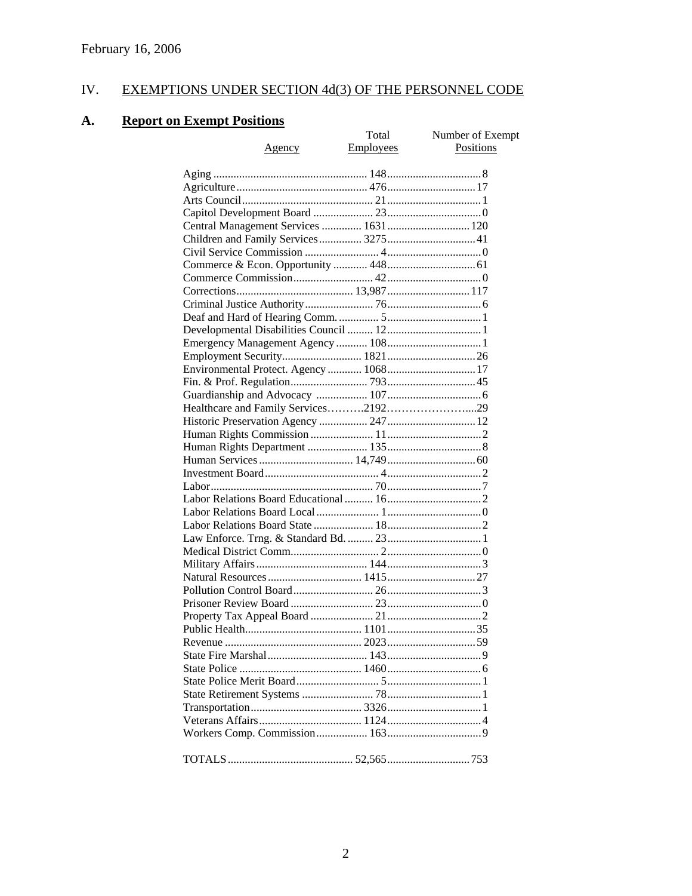February 16, 2006

## IV. EXEMPTIONS UNDER SECTION 4d(3) OF THE PERSONNEL CODE

### A. Report on Exempt Positions

| Agency | Total Employees | Number of Exempt Positions |
|---|---|---|
| Aging | 148 | 8 |
| Agriculture | 476 | 17 |
| Arts Council | 21 | 1 |
| Capitol Development Board | 23 | 0 |
| Central Management Services | 1631 | 120 |
| Children and Family Services | 3275 | 41 |
| Civil Service Commission | 4 | 0 |
| Commerce & Econ. Opportunity | 448 | 61 |
| Commerce Commission | 42 | 0 |
| Corrections | 13,987 | 117 |
| Criminal Justice Authority | 76 | 6 |
| Deaf and Hard of Hearing Comm. | 5 | 1 |
| Developmental Disabilities Council | 12 | 1 |
| Emergency Management Agency | 108 | 1 |
| Employment Security | 1821 | 26 |
| Environmental Protect. Agency | 1068 | 17 |
| Fin. & Prof. Regulation | 793 | 45 |
| Guardianship and Advocacy | 107 | 6 |
| Healthcare and Family Services | 2192 | 29 |
| Historic Preservation Agency | 247 | 12 |
| Human Rights Commission | 11 | 2 |
| Human Rights Department | 135 | 8 |
| Human Services | 14,749 | 60 |
| Investment Board | 4 | 2 |
| Labor | 70 | 7 |
| Labor Relations Board Educational | 16 | 2 |
| Labor Relations Board Local | 1 | 0 |
| Labor Relations Board State | 18 | 2 |
| Law Enforce. Trng. & Standard Bd. | 23 | 1 |
| Medical District Comm. | 2 | 0 |
| Military Affairs | 144 | 3 |
| Natural Resources | 1415 | 27 |
| Pollution Control Board | 26 | 3 |
| Prisoner Review Board | 23 | 0 |
| Property Tax Appeal Board | 21 | 2 |
| Public Health | 1101 | 35 |
| Revenue | 2023 | 59 |
| State Fire Marshal | 143 | 9 |
| State Police | 1460 | 6 |
| State Police Merit Board | 5 | 1 |
| State Retirement Systems | 78 | 1 |
| Transportation | 3326 | 1 |
| Veterans Affairs | 1124 | 4 |
| Workers Comp. Commission | 163 | 9 |
| TOTALS | 52,565 | 753 |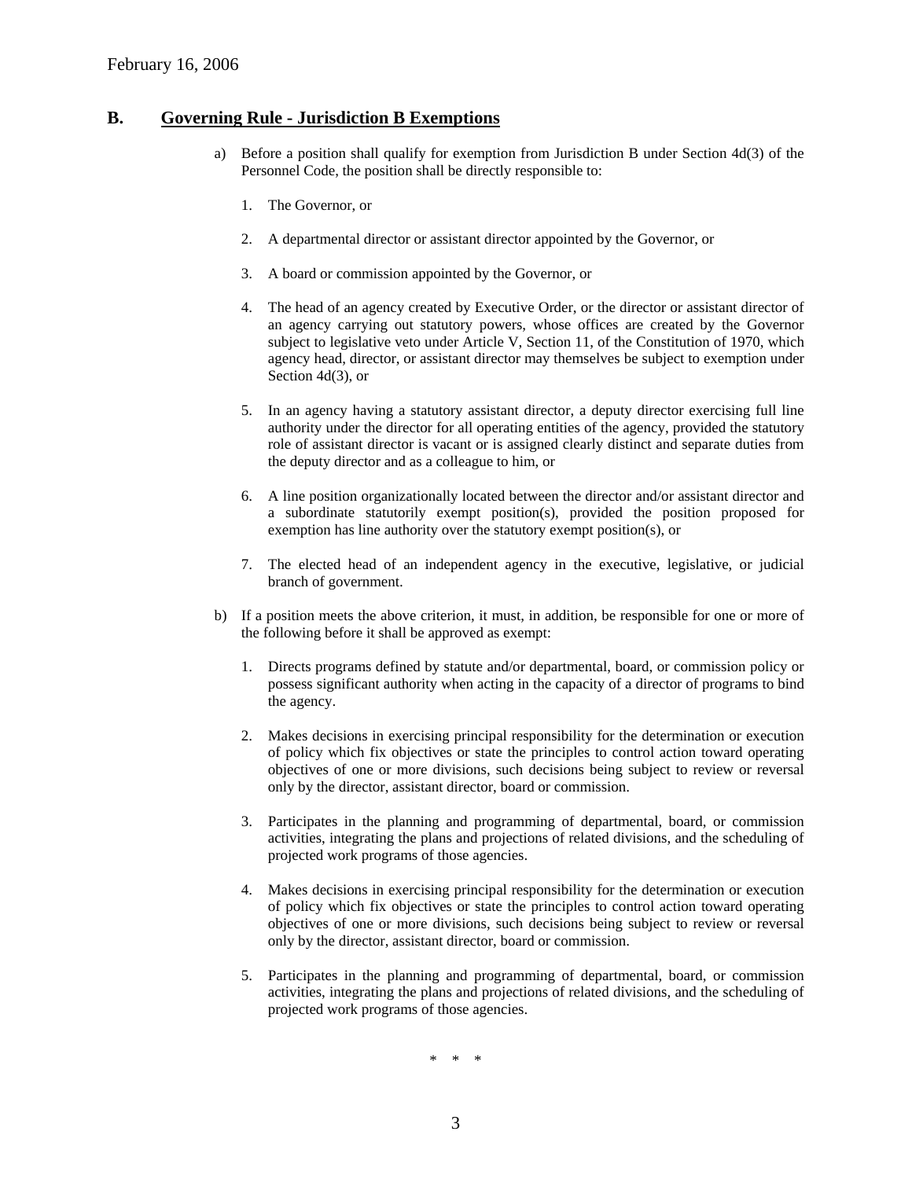February 16, 2006

## B. Governing Rule - Jurisdiction B Exemptions

a) Before a position shall qualify for exemption from Jurisdiction B under Section 4d(3) of the Personnel Code, the position shall be directly responsible to:

1. The Governor, or

2. A departmental director or assistant director appointed by the Governor, or

3. A board or commission appointed by the Governor, or

4. The head of an agency created by Executive Order, or the director or assistant director of an agency carrying out statutory powers, whose offices are created by the Governor subject to legislative veto under Article V, Section 11, of the Constitution of 1970, which agency head, director, or assistant director may themselves be subject to exemption under Section 4d(3), or

5. In an agency having a statutory assistant director, a deputy director exercising full line authority under the director for all operating entities of the agency, provided the statutory role of assistant director is vacant or is assigned clearly distinct and separate duties from the deputy director and as a colleague to him, or

6. A line position organizationally located between the director and/or assistant director and a subordinate statutorily exempt position(s), provided the position proposed for exemption has line authority over the statutory exempt position(s), or

7. The elected head of an independent agency in the executive, legislative, or judicial branch of government.

b) If a position meets the above criterion, it must, in addition, be responsible for one or more of the following before it shall be approved as exempt:

1. Directs programs defined by statute and/or departmental, board, or commission policy or possess significant authority when acting in the capacity of a director of programs to bind the agency.

2. Makes decisions in exercising principal responsibility for the determination or execution of policy which fix objectives or state the principles to control action toward operating objectives of one or more divisions, such decisions being subject to review or reversal only by the director, assistant director, board or commission.

3. Participates in the planning and programming of departmental, board, or commission activities, integrating the plans and projections of related divisions, and the scheduling of projected work programs of those agencies.

4. Makes decisions in exercising principal responsibility for the determination or execution of policy which fix objectives or state the principles to control action toward operating objectives of one or more divisions, such decisions being subject to review or reversal only by the director, assistant director, board or commission.

5. Participates in the planning and programming of departmental, board, or commission activities, integrating the plans and projections of related divisions, and the scheduling of projected work programs of those agencies.

\* \* \*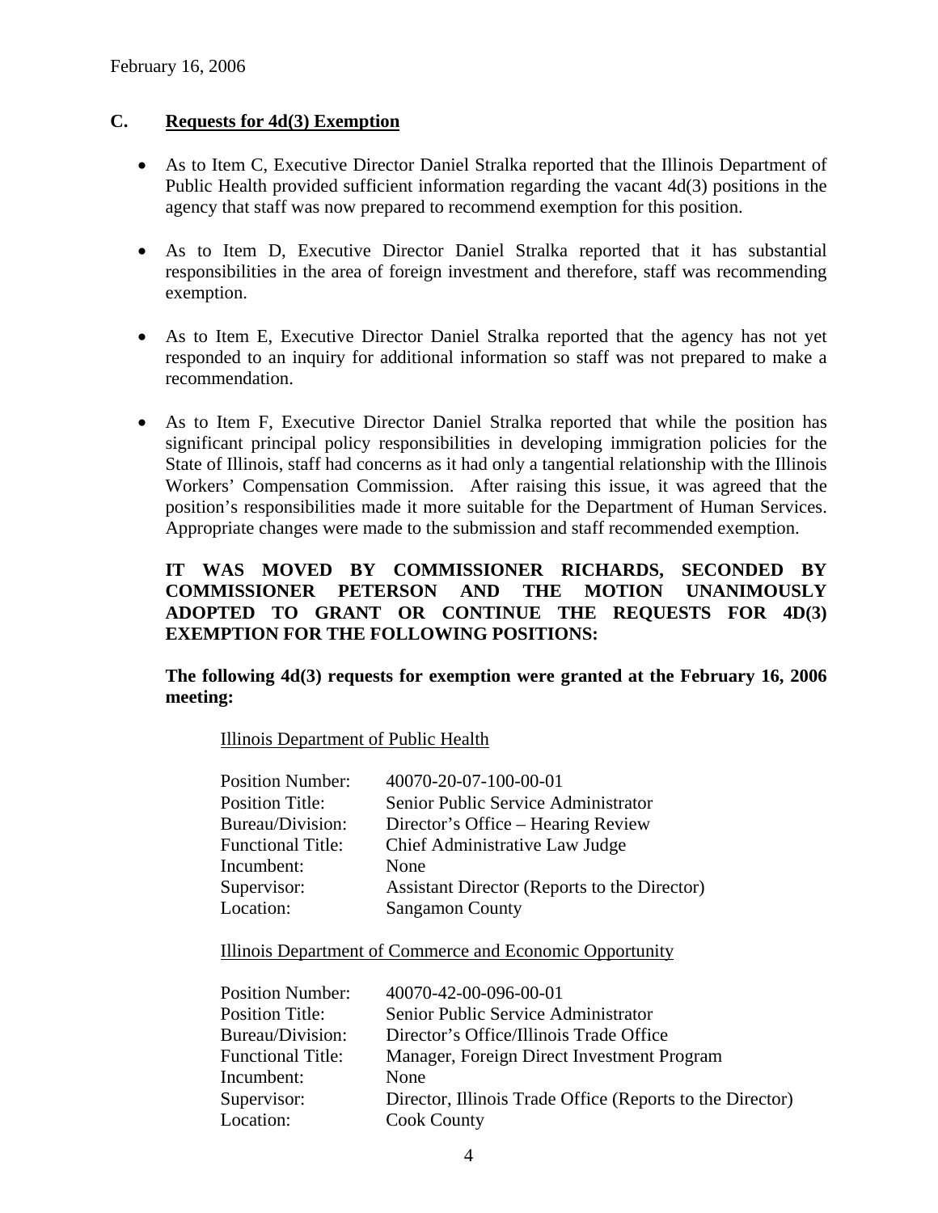February 16, 2006

## C. Requests for 4d(3) Exemption

- As to Item C, Executive Director Daniel Stralka reported that the Illinois Department of Public Health provided sufficient information regarding the vacant 4d(3) positions in the agency that staff was now prepared to recommend exemption for this position.
- As to Item D, Executive Director Daniel Stralka reported that it has substantial responsibilities in the area of foreign investment and therefore, staff was recommending exemption.
- As to Item E, Executive Director Daniel Stralka reported that the agency has not yet responded to an inquiry for additional information so staff was not prepared to make a recommendation.
- As to Item F, Executive Director Daniel Stralka reported that while the position has significant principal policy responsibilities in developing immigration policies for the State of Illinois, staff had concerns as it had only a tangential relationship with the Illinois Workers' Compensation Commission. After raising this issue, it was agreed that the position's responsibilities made it more suitable for the Department of Human Services. Appropriate changes were made to the submission and staff recommended exemption.

**IT WAS MOVED BY COMMISSIONER RICHARDS, SECONDED BY COMMISSIONER PETERSON AND THE MOTION UNANIMOUSLY ADOPTED TO GRANT OR CONTINUE THE REQUESTS FOR 4D(3) EXEMPTION FOR THE FOLLOWING POSITIONS:**

**The following 4d(3) requests for exemption were granted at the February 16, 2006 meeting:**

Illinois Department of Public Health

| | |
|---|---|
| Position Number: | 40070-20-07-100-00-01 |
| Position Title: | Senior Public Service Administrator |
| Bureau/Division: | Director's Office – Hearing Review |
| Functional Title: | Chief Administrative Law Judge |
| Incumbent: | None |
| Supervisor: | Assistant Director (Reports to the Director) |
| Location: | Sangamon County |

Illinois Department of Commerce and Economic Opportunity

| | |
|---|---|
| Position Number: | 40070-42-00-096-00-01 |
| Position Title: | Senior Public Service Administrator |
| Bureau/Division: | Director's Office/Illinois Trade Office |
| Functional Title: | Manager, Foreign Direct Investment Program |
| Incumbent: | None |
| Supervisor: | Director, Illinois Trade Office (Reports to the Director) |
| Location: | Cook County |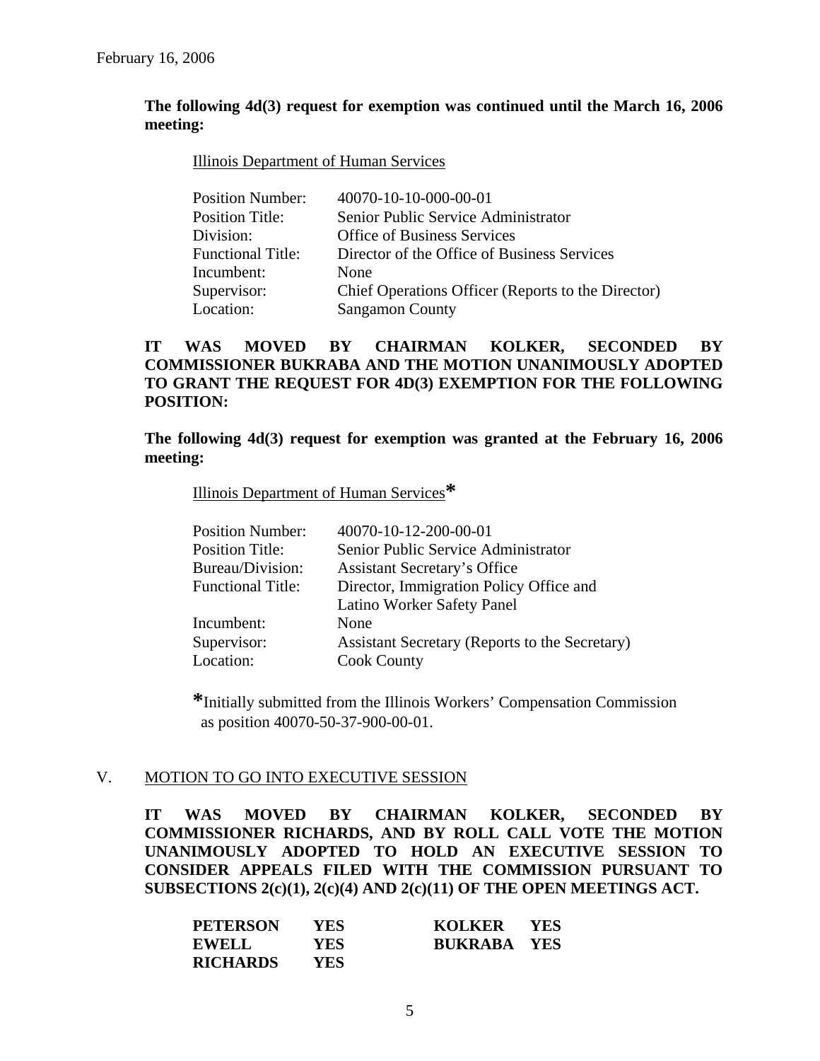February 16, 2006

**The following 4d(3) request for exemption was continued until the March 16, 2006 meeting:**

Illinois Department of Human Services

| | |
|---|---|
| Position Number: | 40070-10-10-000-00-01 |
| Position Title: | Senior Public Service Administrator |
| Division: | Office of Business Services |
| Functional Title: | Director of the Office of Business Services |
| Incumbent: | None |
| Supervisor: | Chief Operations Officer (Reports to the Director) |
| Location: | Sangamon County |

**IT WAS MOVED BY CHAIRMAN KOLKER, SECONDED BY COMMISSIONER BUKRABA AND THE MOTION UNANIMOUSLY ADOPTED TO GRANT THE REQUEST FOR 4D(3) EXEMPTION FOR THE FOLLOWING POSITION:**

**The following 4d(3) request for exemption was granted at the February 16, 2006 meeting:**

Illinois Department of Human Services*

| | |
|---|---|
| Position Number: | 40070-10-12-200-00-01 |
| Position Title: | Senior Public Service Administrator |
| Bureau/Division: | Assistant Secretary's Office |
| Functional Title: | Director, Immigration Policy Office and Latino Worker Safety Panel |
| Incumbent: | None |
| Supervisor: | Assistant Secretary (Reports to the Secretary) |
| Location: | Cook County |

*Initially submitted from the Illinois Workers' Compensation Commission as position 40070-50-37-900-00-01.

## V. MOTION TO GO INTO EXECUTIVE SESSION

**IT WAS MOVED BY CHAIRMAN KOLKER, SECONDED BY COMMISSIONER RICHARDS, AND BY ROLL CALL VOTE THE MOTION UNANIMOUSLY ADOPTED TO HOLD AN EXECUTIVE SESSION TO CONSIDER APPEALS FILED WITH THE COMMISSION PURSUANT TO SUBSECTIONS 2(c)(1), 2(c)(4) AND 2(c)(11) OF THE OPEN MEETINGS ACT.**

| | | | |
|---|---|---|---|
| **PETERSON** | **YES** | **KOLKER** | **YES** |
| **EWELL** | **YES** | **BUKRABA** | **YES** |
| **RICHARDS** | **YES** | | |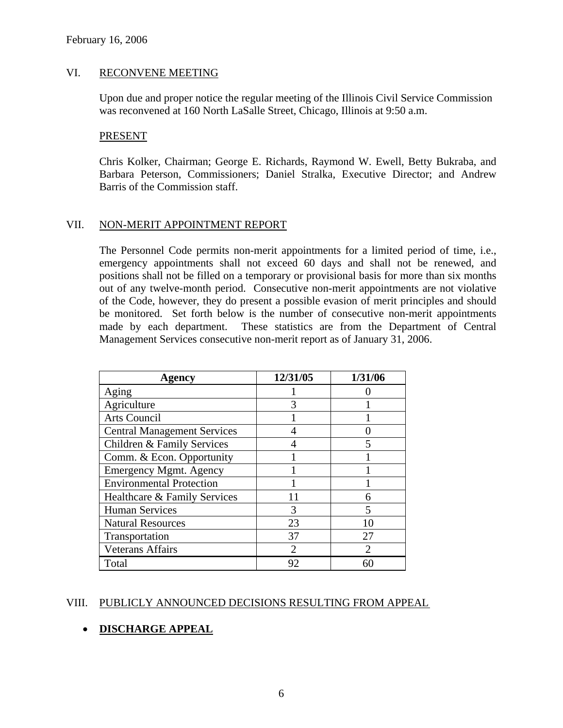February 16, 2006

## VI. RECONVENE MEETING

Upon due and proper notice the regular meeting of the Illinois Civil Service Commission was reconvened at 160 North LaSalle Street, Chicago, Illinois at 9:50 a.m.

### PRESENT

Chris Kolker, Chairman; George E. Richards, Raymond W. Ewell, Betty Bukraba, and Barbara Peterson, Commissioners; Daniel Stralka, Executive Director; and Andrew Barris of the Commission staff.

## VII. NON-MERIT APPOINTMENT REPORT

The Personnel Code permits non-merit appointments for a limited period of time, i.e., emergency appointments shall not exceed 60 days and shall not be renewed, and positions shall not be filled on a temporary or provisional basis for more than six months out of any twelve-month period. Consecutive non-merit appointments are not violative of the Code, however, they do present a possible evasion of merit principles and should be monitored. Set forth below is the number of consecutive non-merit appointments made by each department. These statistics are from the Department of Central Management Services consecutive non-merit report as of January 31, 2006.

| Agency | 12/31/05 | 1/31/06 |
|---|---|---|
| Aging | 1 | 0 |
| Agriculture | 3 | 1 |
| Arts Council | 1 | 1 |
| Central Management Services | 4 | 0 |
| Children & Family Services | 4 | 5 |
| Comm. & Econ. Opportunity | 1 | 1 |
| Emergency Mgmt. Agency | 1 | 1 |
| Environmental Protection | 1 | 1 |
| Healthcare & Family Services | 11 | 6 |
| Human Services | 3 | 5 |
| Natural Resources | 23 | 10 |
| Transportation | 37 | 27 |
| Veterans Affairs | 2 | 2 |
| Total | 92 | 60 |

## VIII. PUBLICLY ANNOUNCED DECISIONS RESULTING FROM APPEAL

- **DISCHARGE APPEAL**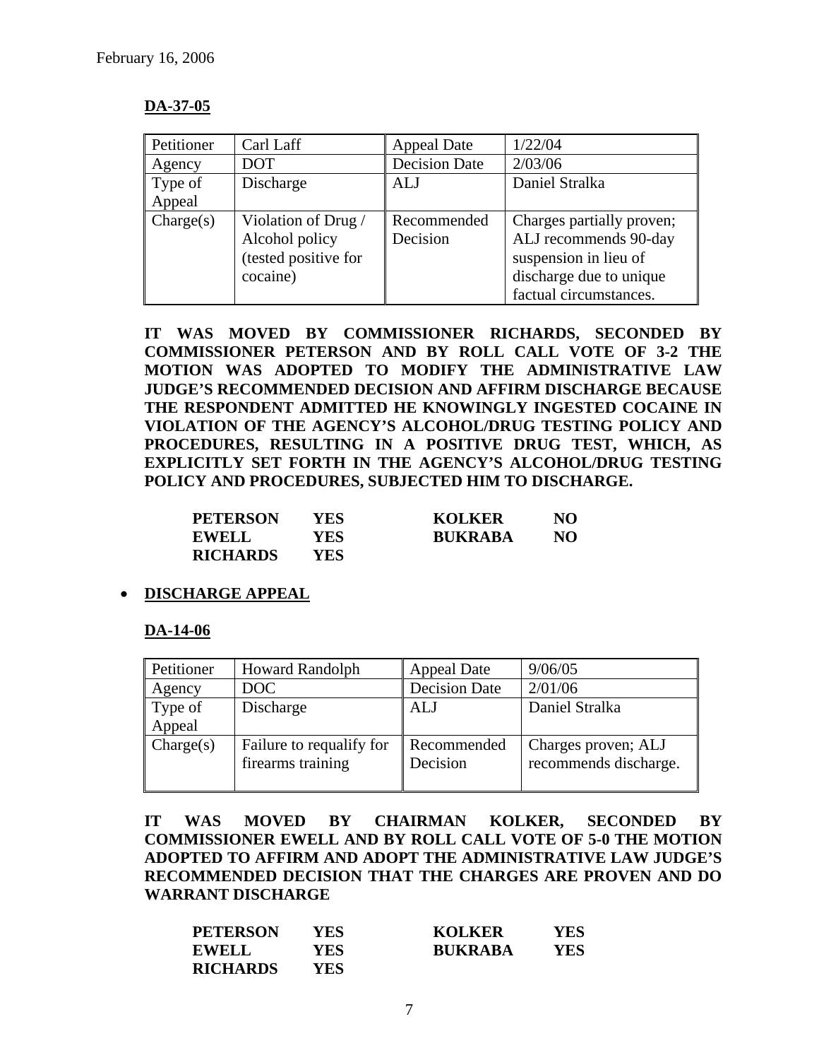February 16, 2006

**DA-37-05**

| Petitioner | Carl Laff | Appeal Date | 1/22/04 |
|---|---|---|---|
| Agency | DOT | Decision Date | 2/03/06 |
| Type of Appeal | Discharge | ALJ | Daniel Stralka |
| Charge(s) | Violation of Drug / Alcohol policy (tested positive for cocaine) | Recommended Decision | Charges partially proven; ALJ recommends 90-day suspension in lieu of discharge due to unique factual circumstances. |

**IT WAS MOVED BY COMMISSIONER RICHARDS, SECONDED BY COMMISSIONER PETERSON AND BY ROLL CALL VOTE OF 3-2 THE MOTION WAS ADOPTED TO MODIFY THE ADMINISTRATIVE LAW JUDGE'S RECOMMENDED DECISION AND AFFIRM DISCHARGE BECAUSE THE RESPONDENT ADMITTED HE KNOWINGLY INGESTED COCAINE IN VIOLATION OF THE AGENCY'S ALCOHOL/DRUG TESTING POLICY AND PROCEDURES, RESULTING IN A POSITIVE DRUG TEST, WHICH, AS EXPLICITLY SET FORTH IN THE AGENCY'S ALCOHOL/DRUG TESTING POLICY AND PROCEDURES, SUBJECTED HIM TO DISCHARGE.**

| | | | |
|---|---|---|---|
| **PETERSON** | **YES** | **KOLKER** | **NO** |
| **EWELL** | **YES** | **BUKRABA** | **NO** |
| **RICHARDS** | **YES** | | |

- **DISCHARGE APPEAL**

**DA-14-06**

| Petitioner | Howard Randolph | Appeal Date | 9/06/05 |
|---|---|---|---|
| Agency | DOC | Decision Date | 2/01/06 |
| Type of Appeal | Discharge | ALJ | Daniel Stralka |
| Charge(s) | Failure to requalify for firearms training | Recommended Decision | Charges proven; ALJ recommends discharge. |

**IT WAS MOVED BY CHAIRMAN KOLKER, SECONDED BY COMMISSIONER EWELL AND BY ROLL CALL VOTE OF 5-0 THE MOTION ADOPTED TO AFFIRM AND ADOPT THE ADMINISTRATIVE LAW JUDGE'S RECOMMENDED DECISION THAT THE CHARGES ARE PROVEN AND DO WARRANT DISCHARGE**

| | | | |
|---|---|---|---|
| **PETERSON** | **YES** | **KOLKER** | **YES** |
| **EWELL** | **YES** | **BUKRABA** | **YES** |
| **RICHARDS** | **YES** | | |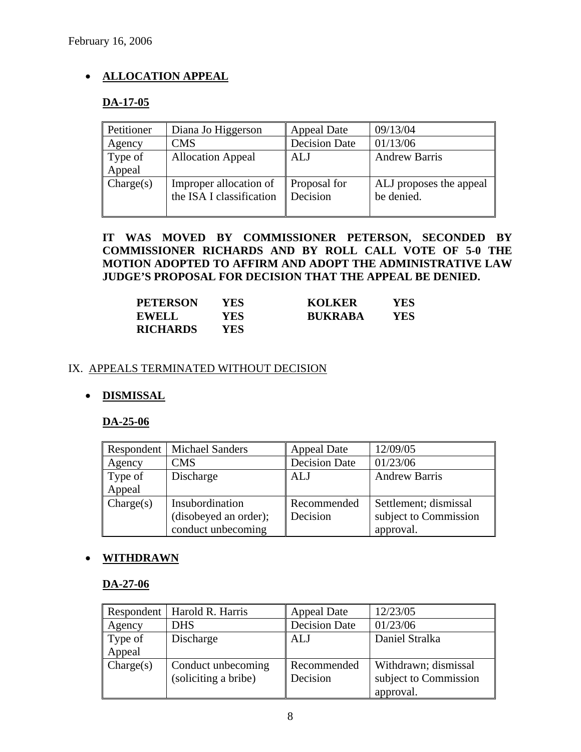February 16, 2006

- **ALLOCATION APPEAL**

**DA-17-05**

| Petitioner | Diana Jo Higgerson | Appeal Date | 09/13/04 |
|---|---|---|---|
| Agency | CMS | Decision Date | 01/13/06 |
| Type of Appeal | Allocation Appeal | ALJ | Andrew Barris |
| Charge(s) | Improper allocation of the ISA I classification | Proposal for Decision | ALJ proposes the appeal be denied. |

**IT WAS MOVED BY COMMISSIONER PETERSON, SECONDED BY COMMISSIONER RICHARDS AND BY ROLL CALL VOTE OF 5-0 THE MOTION ADOPTED TO AFFIRM AND ADOPT THE ADMINISTRATIVE LAW JUDGE'S PROPOSAL FOR DECISION THAT THE APPEAL BE DENIED.**

| | | | |
|---|---|---|---|
| **PETERSON** | **YES** | **KOLKER** | **YES** |
| **EWELL** | **YES** | **BUKRABA** | **YES** |
| **RICHARDS** | **YES** | | |

## IX. APPEALS TERMINATED WITHOUT DECISION

- **DISMISSAL**

**DA-25-06**

| Respondent | Michael Sanders | Appeal Date | 12/09/05 |
|---|---|---|---|
| Agency | CMS | Decision Date | 01/23/06 |
| Type of Appeal | Discharge | ALJ | Andrew Barris |
| Charge(s) | Insubordination (disobeyed an order); conduct unbecoming | Recommended Decision | Settlement; dismissal subject to Commission approval. |

- **WITHDRAWN**

**DA-27-06**

| Respondent | Harold R. Harris | Appeal Date | 12/23/05 |
|---|---|---|---|
| Agency | DHS | Decision Date | 01/23/06 |
| Type of Appeal | Discharge | ALJ | Daniel Stralka |
| Charge(s) | Conduct unbecoming (soliciting a bribe) | Recommended Decision | Withdrawn; dismissal subject to Commission approval. |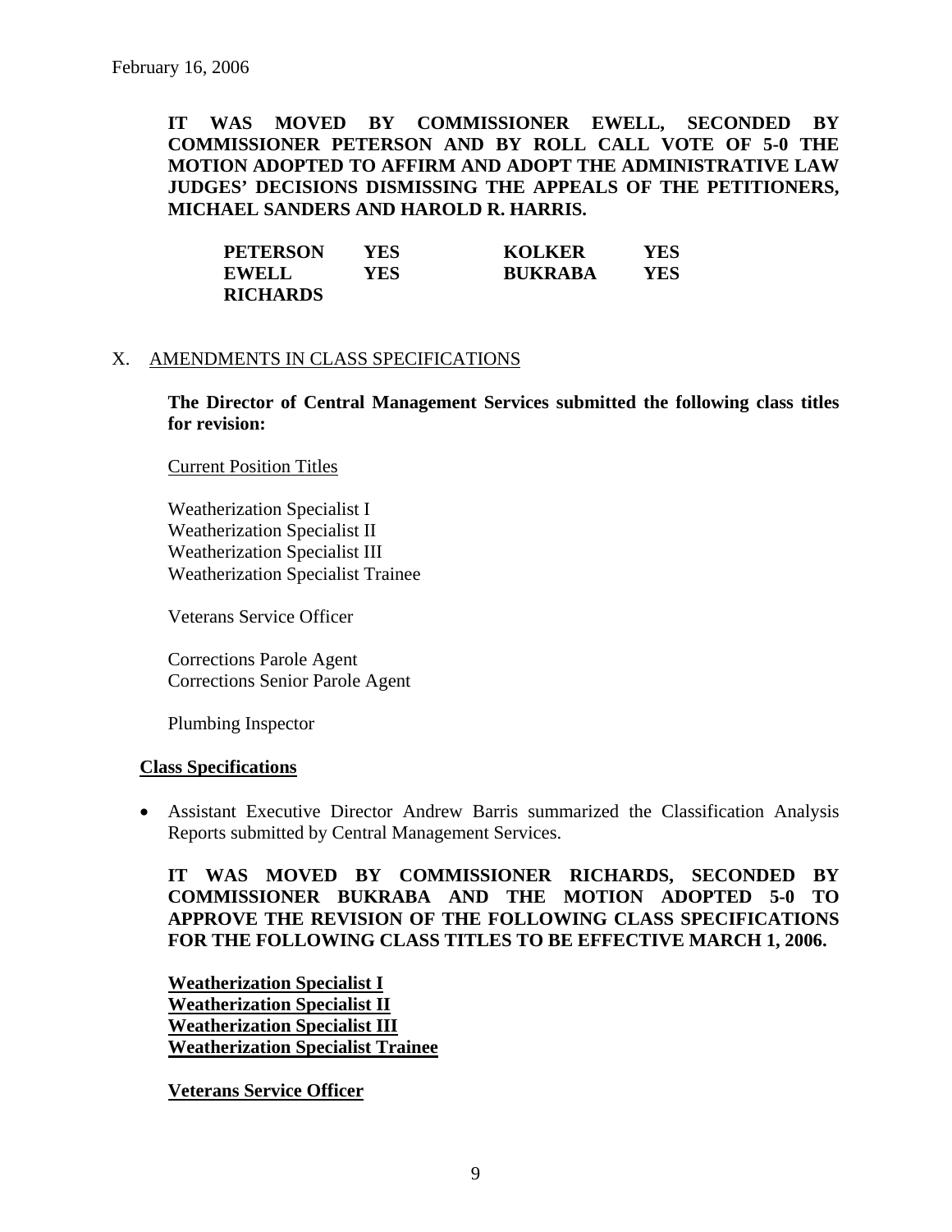**IT WAS MOVED BY COMMISSIONER EWELL, SECONDED BY COMMISSIONER PETERSON AND BY ROLL CALL VOTE OF 5-0 THE MOTION ADOPTED TO AFFIRM AND ADOPT THE ADMINISTRATIVE LAW JUDGES' DECISIONS DISMISSING THE APPEALS OF THE PETITIONERS, MICHAEL SANDERS AND HAROLD R. HARRIS.**

| | | | |
|---|---|---|---|
| **PETERSON** | **YES** | **KOLKER** | **YES** |
| **EWELL** | **YES** | **BUKRABA** | **YES** |
| **RICHARDS** | | | |

## X. AMENDMENTS IN CLASS SPECIFICATIONS

**The Director of Central Management Services submitted the following class titles for revision:**

Current Position Titles

Weatherization Specialist I
Weatherization Specialist II
Weatherization Specialist III
Weatherization Specialist Trainee

Veterans Service Officer

Corrections Parole Agent
Corrections Senior Parole Agent

Plumbing Inspector

**Class Specifications**

- Assistant Executive Director Andrew Barris summarized the Classification Analysis Reports submitted by Central Management Services.

**IT WAS MOVED BY COMMISSIONER RICHARDS, SECONDED BY COMMISSIONER BUKRABA AND THE MOTION ADOPTED 5-0 TO APPROVE THE REVISION OF THE FOLLOWING CLASS SPECIFICATIONS FOR THE FOLLOWING CLASS TITLES TO BE EFFECTIVE MARCH 1, 2006.**

**Weatherization Specialist I**
**Weatherization Specialist II**
**Weatherization Specialist III**
**Weatherization Specialist Trainee**

**Veterans Service Officer**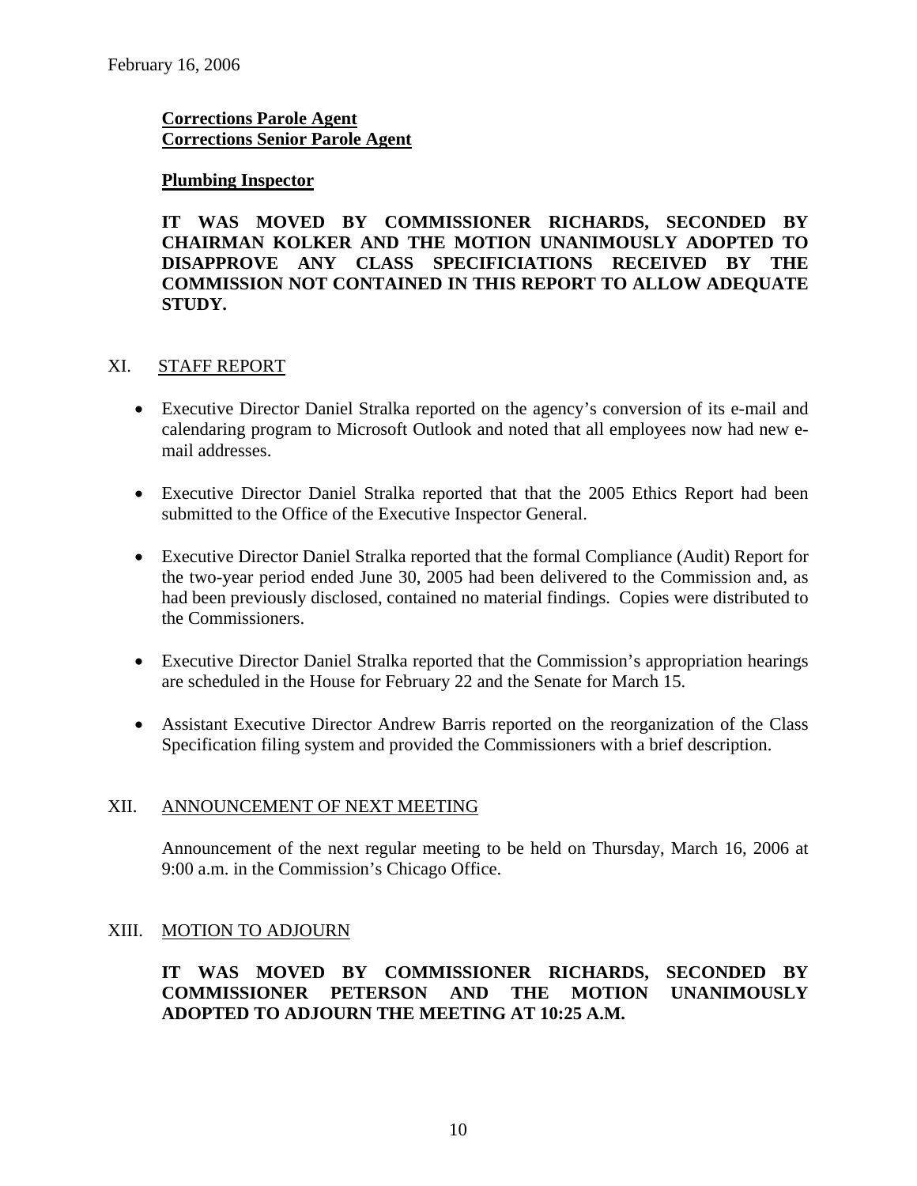February 16, 2006

**Corrections Parole Agent**
**Corrections Senior Parole Agent**

**Plumbing Inspector**

**IT WAS MOVED BY COMMISSIONER RICHARDS, SECONDED BY CHAIRMAN KOLKER AND THE MOTION UNANIMOUSLY ADOPTED TO DISAPPROVE ANY CLASS SPECIFICIATIONS RECEIVED BY THE COMMISSION NOT CONTAINED IN THIS REPORT TO ALLOW ADEQUATE STUDY.**

## XI. STAFF REPORT

- Executive Director Daniel Stralka reported on the agency's conversion of its e-mail and calendaring program to Microsoft Outlook and noted that all employees now had new e-mail addresses.
- Executive Director Daniel Stralka reported that that the 2005 Ethics Report had been submitted to the Office of the Executive Inspector General.
- Executive Director Daniel Stralka reported that the formal Compliance (Audit) Report for the two-year period ended June 30, 2005 had been delivered to the Commission and, as had been previously disclosed, contained no material findings. Copies were distributed to the Commissioners.
- Executive Director Daniel Stralka reported that the Commission's appropriation hearings are scheduled in the House for February 22 and the Senate for March 15.
- Assistant Executive Director Andrew Barris reported on the reorganization of the Class Specification filing system and provided the Commissioners with a brief description.

## XII. ANNOUNCEMENT OF NEXT MEETING

Announcement of the next regular meeting to be held on Thursday, March 16, 2006 at 9:00 a.m. in the Commission's Chicago Office.

## XIII. MOTION TO ADJOURN

**IT WAS MOVED BY COMMISSIONER RICHARDS, SECONDED BY COMMISSIONER PETERSON AND THE MOTION UNANIMOUSLY ADOPTED TO ADJOURN THE MEETING AT 10:25 A.M.**